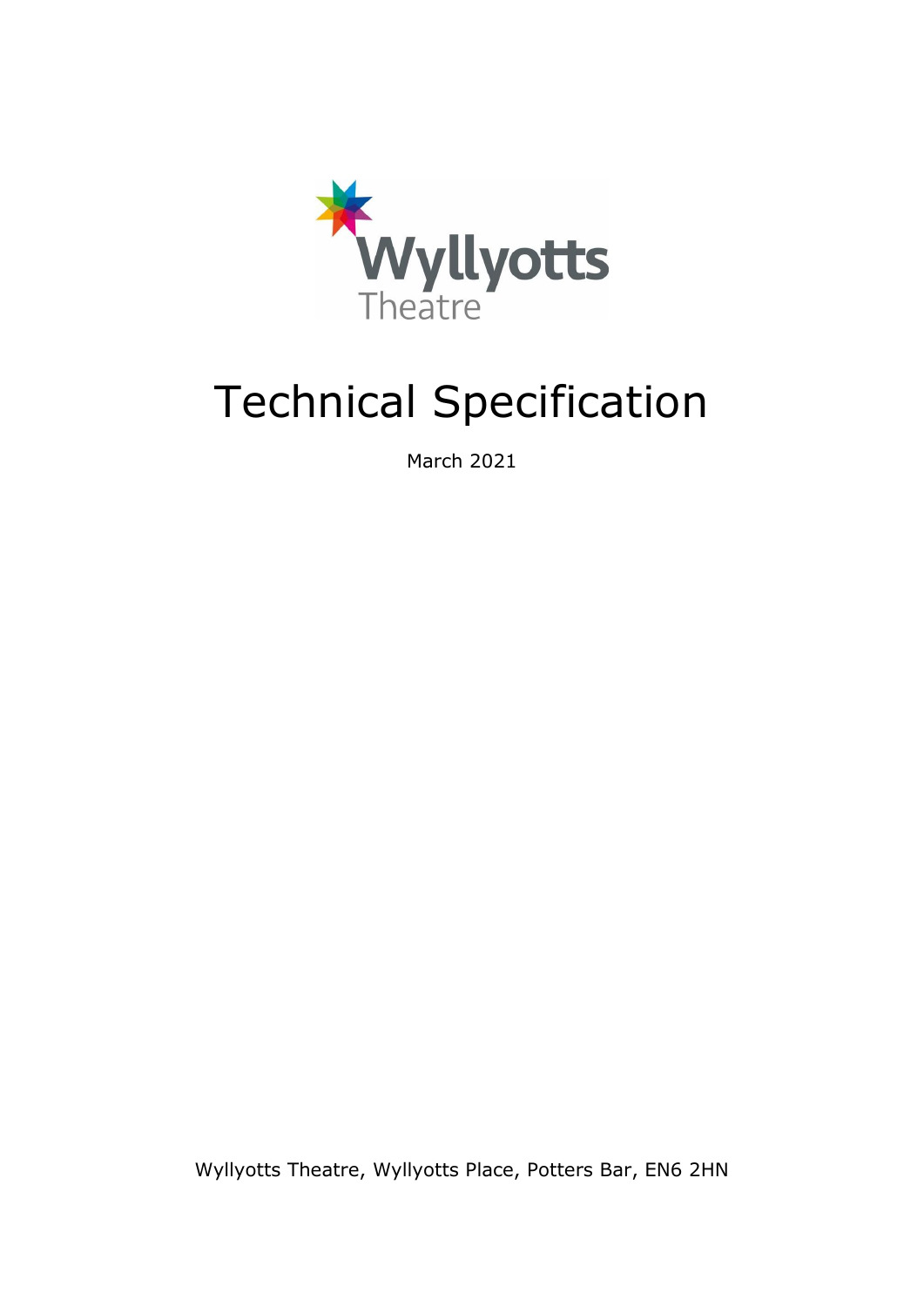Wyllyotts Theatre

# Technical Specification

March 2021

Wyllyotts Theatre, Wyllyotts Place, Potters Bar, EN6 2HN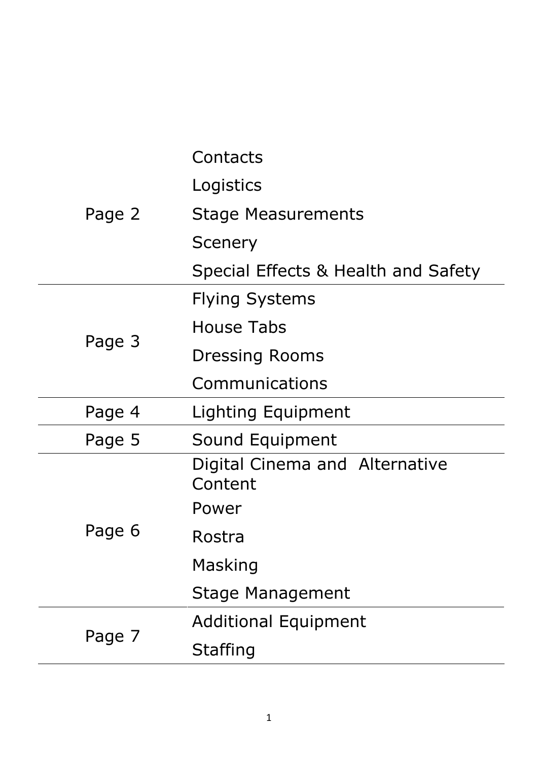| | |
|---|---|
| Page 2 | Contacts<br>Logistics<br>Stage Measurements<br>Scenery<br>Special Effects & Health and Safety |
| Page 3 | Flying Systems<br>House Tabs<br>Dressing Rooms<br>Communications |
| Page 4 | Lighting Equipment |
| Page 5 | Sound Equipment |
| Page 6 | Digital Cinema and Alternative Content<br>Power<br>Rostra<br>Masking<br>Stage Management |
| Page 7 | Additional Equipment<br>Staffing |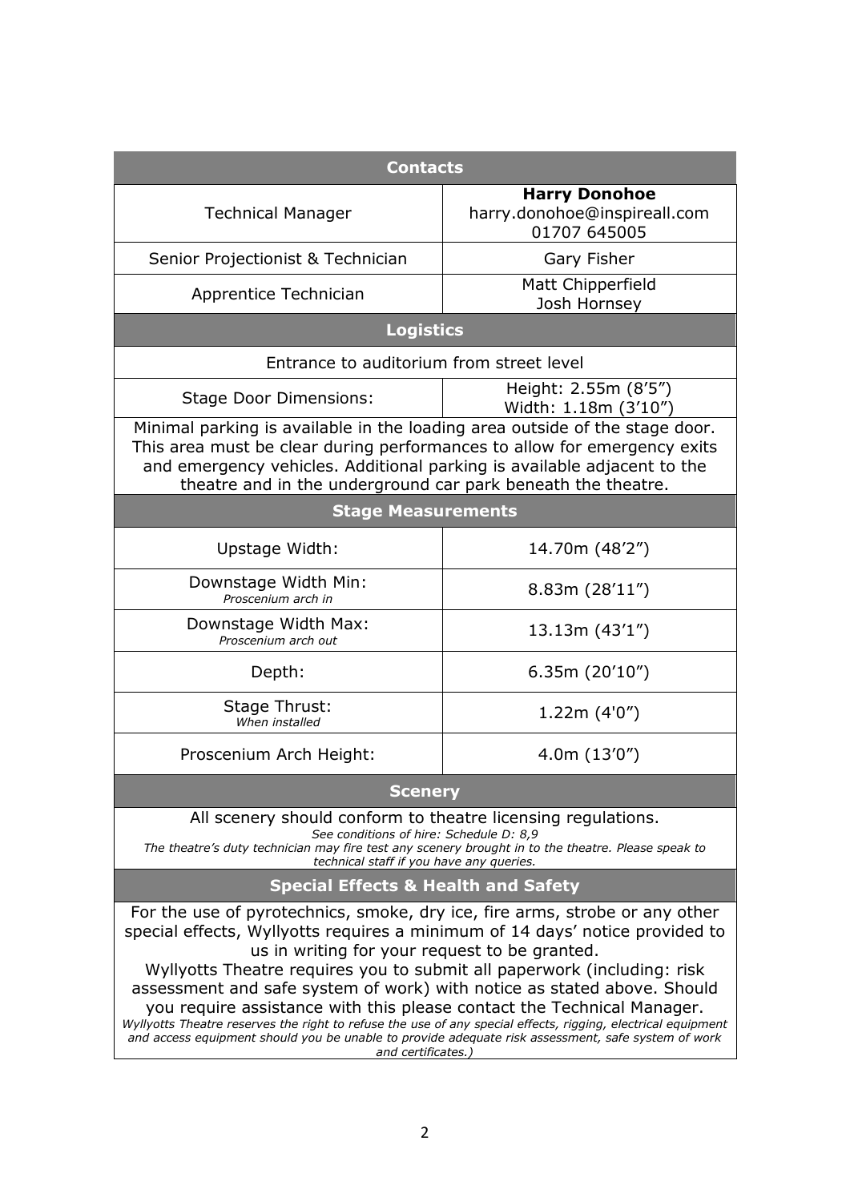## Contacts

| | |
|---|---|
| Technical Manager | **Harry Donohoe**<br>harry.donohoe@inspireall.com<br>01707 645005 |
| Senior Projectionist & Technician | Gary Fisher |
| Apprentice Technician | Matt Chipperfield<br>Josh Hornsey |

## Logistics

Entrance to auditorium from street level

| | |
|---|---|
| Stage Door Dimensions: | Height: 2.55m (8'5")<br>Width: 1.18m (3'10") |

Minimal parking is available in the loading area outside of the stage door. This area must be clear during performances to allow for emergency exits and emergency vehicles. Additional parking is available adjacent to the theatre and in the underground car park beneath the theatre.

## Stage Measurements

| | |
|---|---|
| Upstage Width: | 14.70m (48'2") |
| Downstage Width Min:<br>*Proscenium arch in* | 8.83m (28'11") |
| Downstage Width Max:<br>*Proscenium arch out* | 13.13m (43'1") |
| Depth: | 6.35m (20'10") |
| Stage Thrust:<br>*When installed* | 1.22m (4'0") |
| Proscenium Arch Height: | 4.0m (13'0") |

## Scenery

All scenery should conform to theatre licensing regulations.

*See conditions of hire: Schedule D: 8,9*

*The theatre's duty technician may fire test any scenery brought in to the theatre. Please speak to technical staff if you have any queries.*

## Special Effects & Health and Safety

For the use of pyrotechnics, smoke, dry ice, fire arms, strobe or any other special effects, Wyllyotts requires a minimum of 14 days' notice provided to us in writing for your request to be granted.

Wyllyotts Theatre requires you to submit all paperwork (including: risk assessment and safe system of work) with notice as stated above. Should you require assistance with this please contact the Technical Manager.

*Wyllyotts Theatre reserves the right to refuse the use of any special effects, rigging, electrical equipment and access equipment should you be unable to provide adequate risk assessment, safe system of work and certificates.)*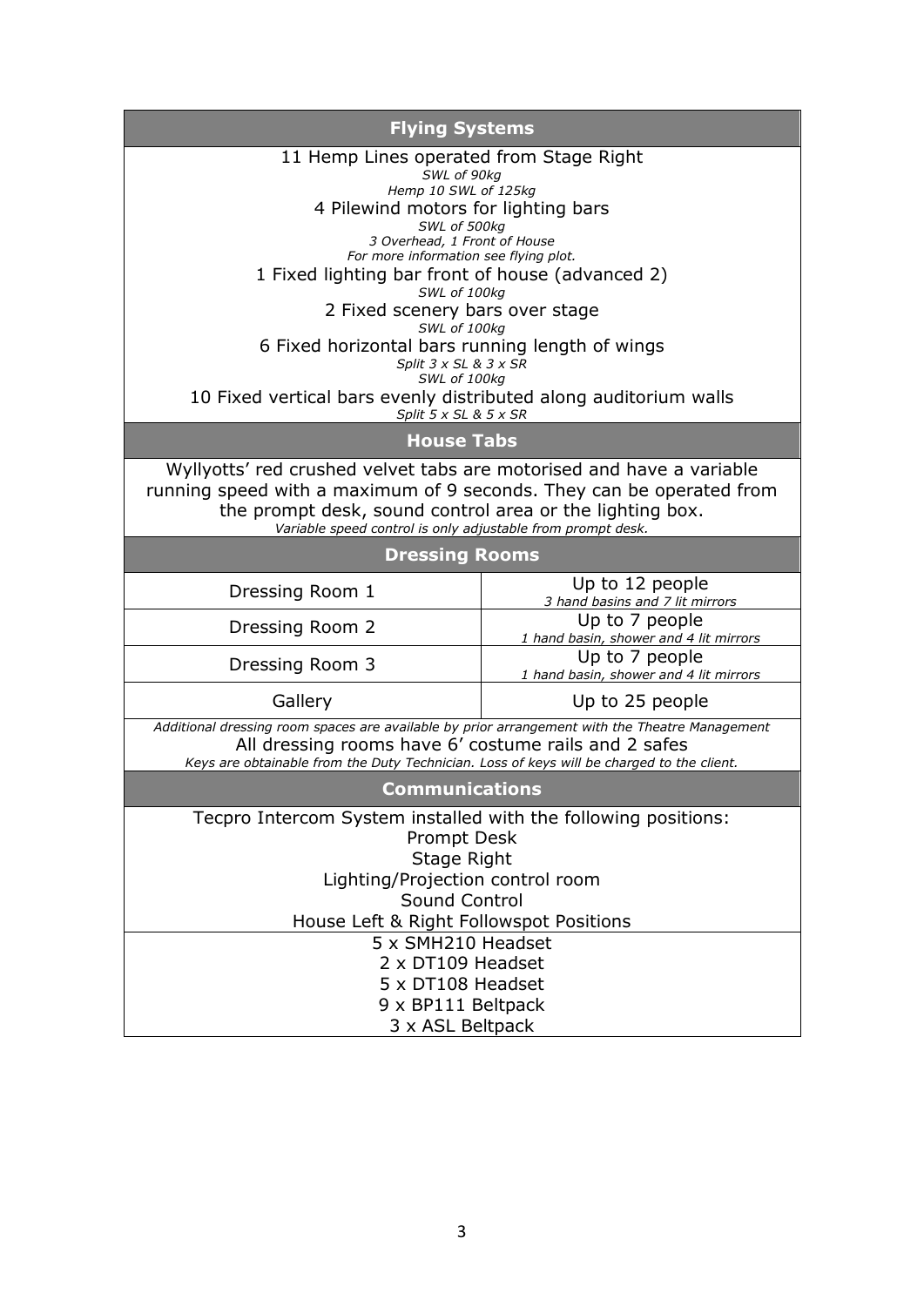## Flying Systems

11 Hemp Lines operated from Stage Right
*SWL of 90kg*
*Hemp 10 SWL of 125kg*

4 Pilewind motors for lighting bars
*SWL of 500kg*
*3 Overhead, 1 Front of House*
*For more information see flying plot.*

1 Fixed lighting bar front of house (advanced 2)
*SWL of 100kg*

2 Fixed scenery bars over stage
*SWL of 100kg*

6 Fixed horizontal bars running length of wings
*Split 3 x SL & 3 x SR*
*SWL of 100kg*

10 Fixed vertical bars evenly distributed along auditorium walls
*Split 5 x SL & 5 x SR*

## House Tabs

Wyllyotts' red crushed velvet tabs are motorised and have a variable running speed with a maximum of 9 seconds. They can be operated from the prompt desk, sound control area or the lighting box.
*Variable speed control is only adjustable from prompt desk.*

## Dressing Rooms

| Room | Capacity |
|---|---|
| Dressing Room 1 | Up to 12 people *3 hand basins and 7 lit mirrors* |
| Dressing Room 2 | Up to 7 people *1 hand basin, shower and 4 lit mirrors* |
| Dressing Room 3 | Up to 7 people *1 hand basin, shower and 4 lit mirrors* |
| Gallery | Up to 25 people |

*Additional dressing room spaces are available by prior arrangement with the Theatre Management*

All dressing rooms have 6' costume rails and 2 safes

*Keys are obtainable from the Duty Technician. Loss of keys will be charged to the client.*

## Communications

Tecpro Intercom System installed with the following positions:

- Prompt Desk
- Stage Right
- Lighting/Projection control room
- Sound Control
- House Left & Right Followspot Positions

---

- 5 x SMH210 Headset
- 2 x DT109 Headset
- 5 x DT108 Headset
- 9 x BP111 Beltpack
- 3 x ASL Beltpack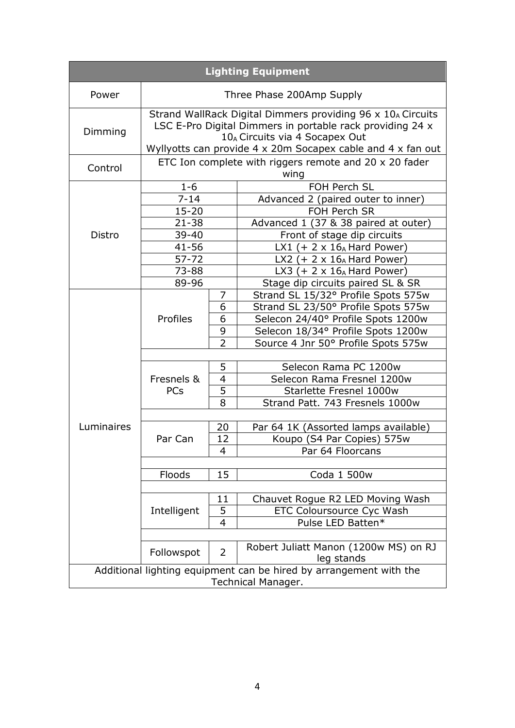| Lighting Equipment | | | |
|---|---|---|---|
| Power | Three Phase 200Amp Supply | | |
| Dimming | Strand WallRack Digital Dimmers providing 96 x $10_A$ Circuits<br>LSC E-Pro Digital Dimmers in portable rack providing 24 x $10_A$ Circuits via 4 Socapex Out<br>Wyllyotts can provide 4 x 20m Socapex cable and 4 x fan out | | |
| Control | ETC Ion complete with riggers remote and 20 x 20 fader wing | | |
| Distro | 1-6 | | FOH Perch SL |
| | 7-14 | | Advanced 2 (paired outer to inner) |
| | 15-20 | | FOH Perch SR |
| | 21-38 | | Advanced 1 (37 & 38 paired at outer) |
| | 39-40 | | Front of stage dip circuits |
| | 41-56 | | LX1 (+ 2 x $16_A$ Hard Power) |
| | 57-72 | | LX2 (+ 2 x $16_A$ Hard Power) |
| | 73-88 | | LX3 (+ 2 x $16_A$ Hard Power) |
| | 89-96 | | Stage dip circuits paired SL & SR |
| Luminaires | Profiles | 7 | Strand SL 15/32° Profile Spots 575w |
| | | 6 | Strand SL 23/50° Profile Spots 575w |
| | | 6 | Selecon 24/40° Profile Spots 1200w |
| | | 9 | Selecon 18/34° Profile Spots 1200w |
| | | 2 | Source 4 Jnr 50° Profile Spots 575w |
| | | | |
| | Fresnels & PCs | 5 | Selecon Rama PC 1200w |
| | | 4 | Selecon Rama Fresnel 1200w |
| | | 5 | Starlette Fresnel 1000w |
| | | 8 | Strand Patt. 743 Fresnels 1000w |
| | | | |
| | Par Can | 20 | Par 64 1K (Assorted lamps available) |
| | | 12 | Koupo (S4 Par Copies) 575w |
| | | 4 | Par 64 Floorcans |
| | | | |
| | Floods | 15 | Coda 1 500w |
| | | | |
| | Intelligent | 11 | Chauvet Rogue R2 LED Moving Wash |
| | | 5 | ETC Coloursource Cyc Wash |
| | | 4 | Pulse LED Batten* |
| | | | |
| | Followspot | 2 | Robert Juliatt Manon (1200w MS) on RJ leg stands |
| Additional lighting equipment can be hired by arrangement with the Technical Manager. | | | |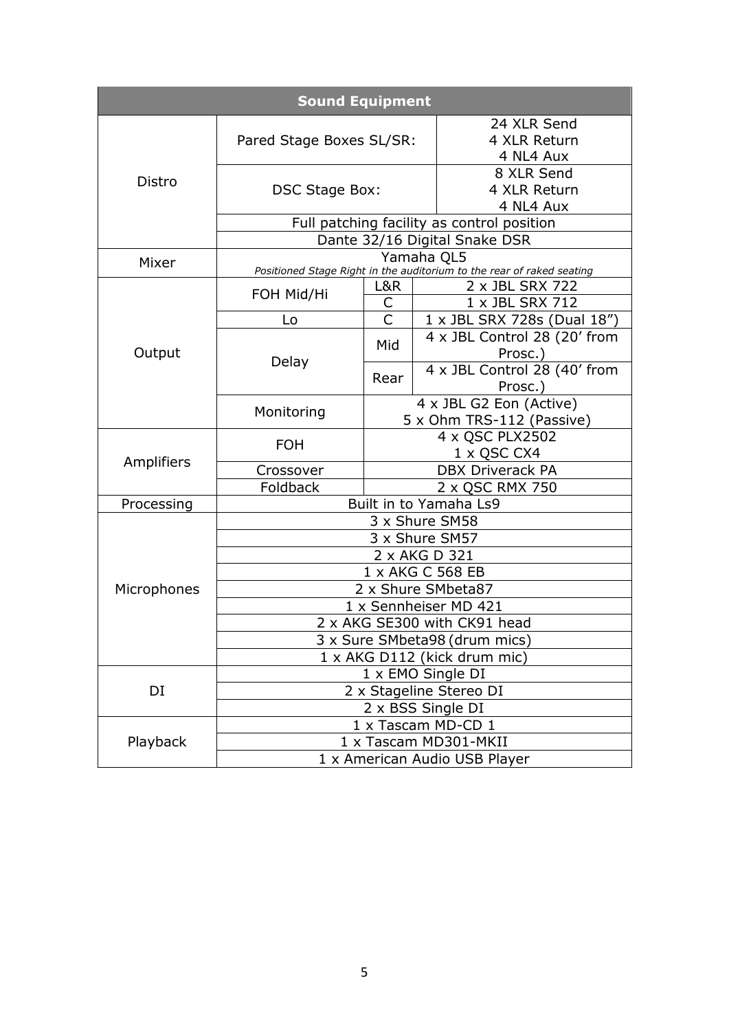| Sound Equipment | | | |
|---|---|---|---|
| Distro | Pared Stage Boxes SL/SR: | | 24 XLR Send<br>4 XLR Return<br>4 NL4 Aux |
| | DSC Stage Box: | | 8 XLR Send<br>4 XLR Return<br>4 NL4 Aux |
| | Full patching facility as control position | | |
| | Dante 32/16 Digital Snake DSR | | |
| Mixer | Yamaha QL5<br>*Positioned Stage Right in the auditorium to the rear of raked seating* | | |
| Output | FOH Mid/Hi | L&R | 2 x JBL SRX 722 |
| | | C | 1 x JBL SRX 712 |
| | Lo | C | 1 x JBL SRX 728s (Dual 18”) |
| | Delay | Mid | 4 x JBL Control 28 (20’ from Prosc.) |
| | | Rear | 4 x JBL Control 28 (40’ from Prosc.) |
| | Monitoring | 4 x JBL G2 Eon (Active)<br>5 x Ohm TRS-112 (Passive) | |
| Amplifiers | FOH | 4 x QSC PLX2502<br>1 x QSC CX4 | |
| | Crossover | DBX Driverack PA | |
| | Foldback | 2 x QSC RMX 750 | |
| Processing | Built in to Yamaha Ls9 | | |
| Microphones | 3 x Shure SM58 | | |
| | 3 x Shure SM57 | | |
| | 2 x AKG D 321 | | |
| | 1 x AKG C 568 EB | | |
| | 2 x Shure SMbeta87 | | |
| | 1 x Sennheiser MD 421 | | |
| | 2 x AKG SE300 with CK91 head | | |
| | 3 x Sure SMbeta98 (drum mics) | | |
| | 1 x AKG D112 (kick drum mic) | | |
| DI | 1 x EMO Single DI | | |
| | 2 x Stageline Stereo DI | | |
| | 2 x BSS Single DI | | |
| Playback | 1 x Tascam MD-CD 1 | | |
| | 1 x Tascam MD301-MKII | | |
| | 1 x American Audio USB Player | | |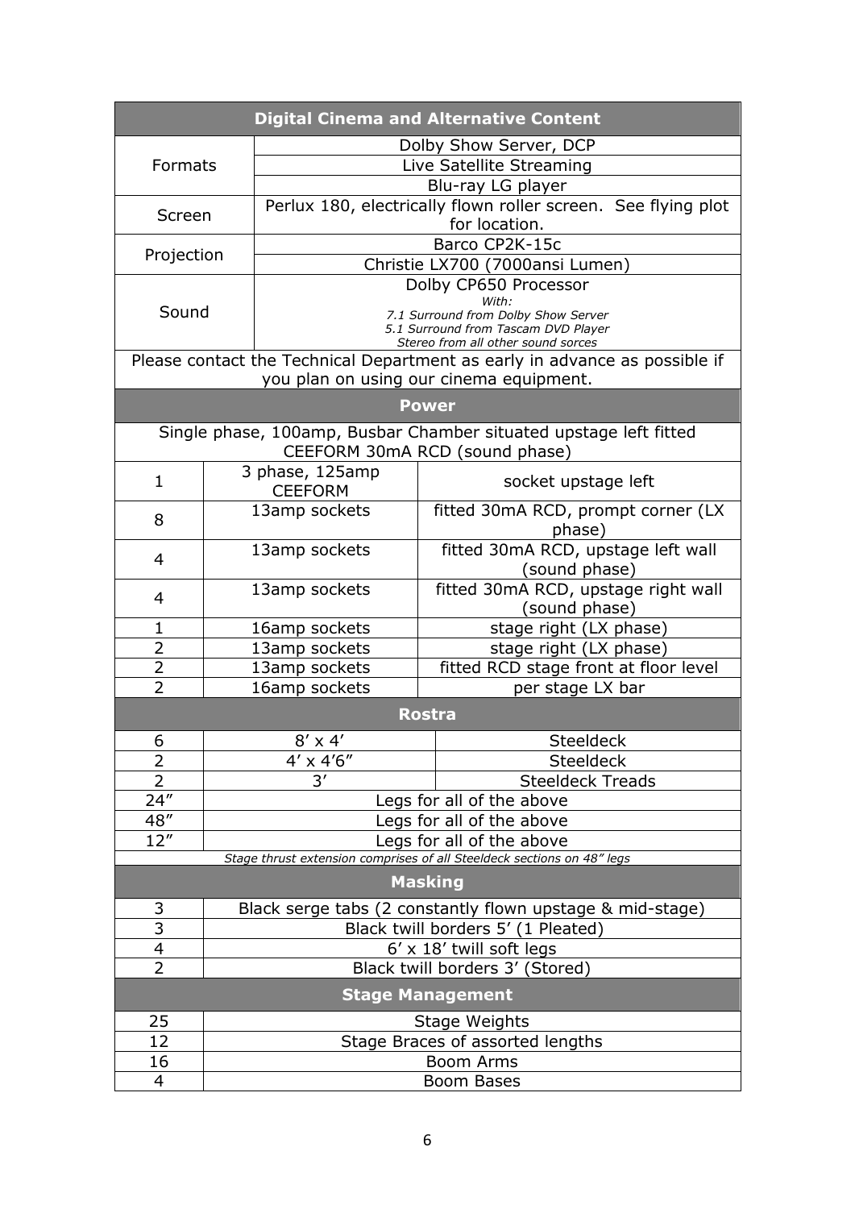## Digital Cinema and Alternative Content

| | |
|---|---|
| Formats | Dolby Show Server, DCP |
| | Live Satellite Streaming |
| | Blu-ray LG player |
| Screen | Perlux 180, electrically flown roller screen. See flying plot for location. |
| Projection | Barco CP2K-15c |
| | Christie LX700 (7000ansi Lumen) |
| Sound | Dolby CP650 Processor<br>*With:*<br>*7.1 Surround from Dolby Show Server*<br>*5.1 Surround from Tascam DVD Player*<br>*Stereo from all other sound sorces* |

Please contact the Technical Department as early in advance as possible if you plan on using our cinema equipment.

## Power

Single phase, 100amp, Busbar Chamber situated upstage left fitted CEEFORM 30mA RCD (sound phase)

| | | |
|---|---|---|
| 1 | 3 phase, 125amp CEEFORM | socket upstage left |
| 8 | 13amp sockets | fitted 30mA RCD, prompt corner (LX phase) |
| 4 | 13amp sockets | fitted 30mA RCD, upstage left wall (sound phase) |
| 4 | 13amp sockets | fitted 30mA RCD, upstage right wall (sound phase) |
| 1 | 16amp sockets | stage right (LX phase) |
| 2 | 13amp sockets | stage right (LX phase) |
| 2 | 13amp sockets | fitted RCD stage front at floor level |
| 2 | 16amp sockets | per stage LX bar |

## Rostra

| | | |
|---|---|---|
| 6 | 8’ x 4’ | Steeldeck |
| 2 | 4’ x 4’6” | Steeldeck |
| 2 | 3’ | Steeldeck Treads |
| 24” | Legs for all of the above | |
| 48” | Legs for all of the above | |
| 12” | Legs for all of the above | |

*Stage thrust extension comprises of all Steeldeck sections on 48” legs*

## Masking

| | |
|---|---|
| 3 | Black serge tabs (2 constantly flown upstage & mid-stage) |
| 3 | Black twill borders 5’ (1 Pleated) |
| 4 | 6’ x 18’ twill soft legs |
| 2 | Black twill borders 3’ (Stored) |

## Stage Management

| | |
|---|---|
| 25 | Stage Weights |
| 12 | Stage Braces of assorted lengths |
| 16 | Boom Arms |
| 4 | Boom Bases |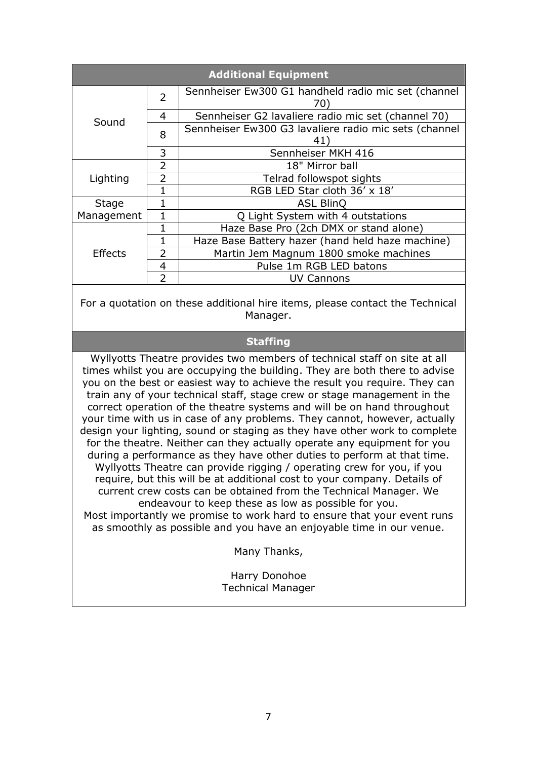## Additional Equipment

| | | |
|---|---|---|
| Sound | 2 | Sennheiser Ew300 G1 handheld radio mic set (channel 70) |
| | 4 | Sennheiser G2 lavaliere radio mic set (channel 70) |
| | 8 | Sennheiser Ew300 G3 lavaliere radio mic sets (channel 41) |
| | 3 | Sennheiser MKH 416 |
| Lighting | 2 | 18" Mirror ball |
| | 2 | Telrad followspot sights |
| | 1 | RGB LED Star cloth 36' x 18' |
| Stage Management | 1 | ASL BlinQ |
| | 1 | Q Light System with 4 outstations |
| Effects | 1 | Haze Base Pro (2ch DMX or stand alone) |
| | 1 | Haze Base Battery hazer (hand held haze machine) |
| | 2 | Martin Jem Magnum 1800 smoke machines |
| | 4 | Pulse 1m RGB LED batons |
| | 2 | UV Cannons |

For a quotation on these additional hire items, please contact the Technical Manager.

## Staffing

Wyllyotts Theatre provides two members of technical staff on site at all times whilst you are occupying the building. They are both there to advise you on the best or easiest way to achieve the result you require. They can train any of your technical staff, stage crew or stage management in the correct operation of the theatre systems and will be on hand throughout your time with us in case of any problems. They cannot, however, actually design your lighting, sound or staging as they have other work to complete for the theatre. Neither can they actually operate any equipment for you during a performance as they have other duties to perform at that time. Wyllyotts Theatre can provide rigging / operating crew for you, if you require, but this will be at additional cost to your company. Details of current crew costs can be obtained from the Technical Manager. We endeavour to keep these as low as possible for you.
Most importantly we promise to work hard to ensure that your event runs as smoothly as possible and you have an enjoyable time in our venue.

Many Thanks,

Harry Donohoe
Technical Manager